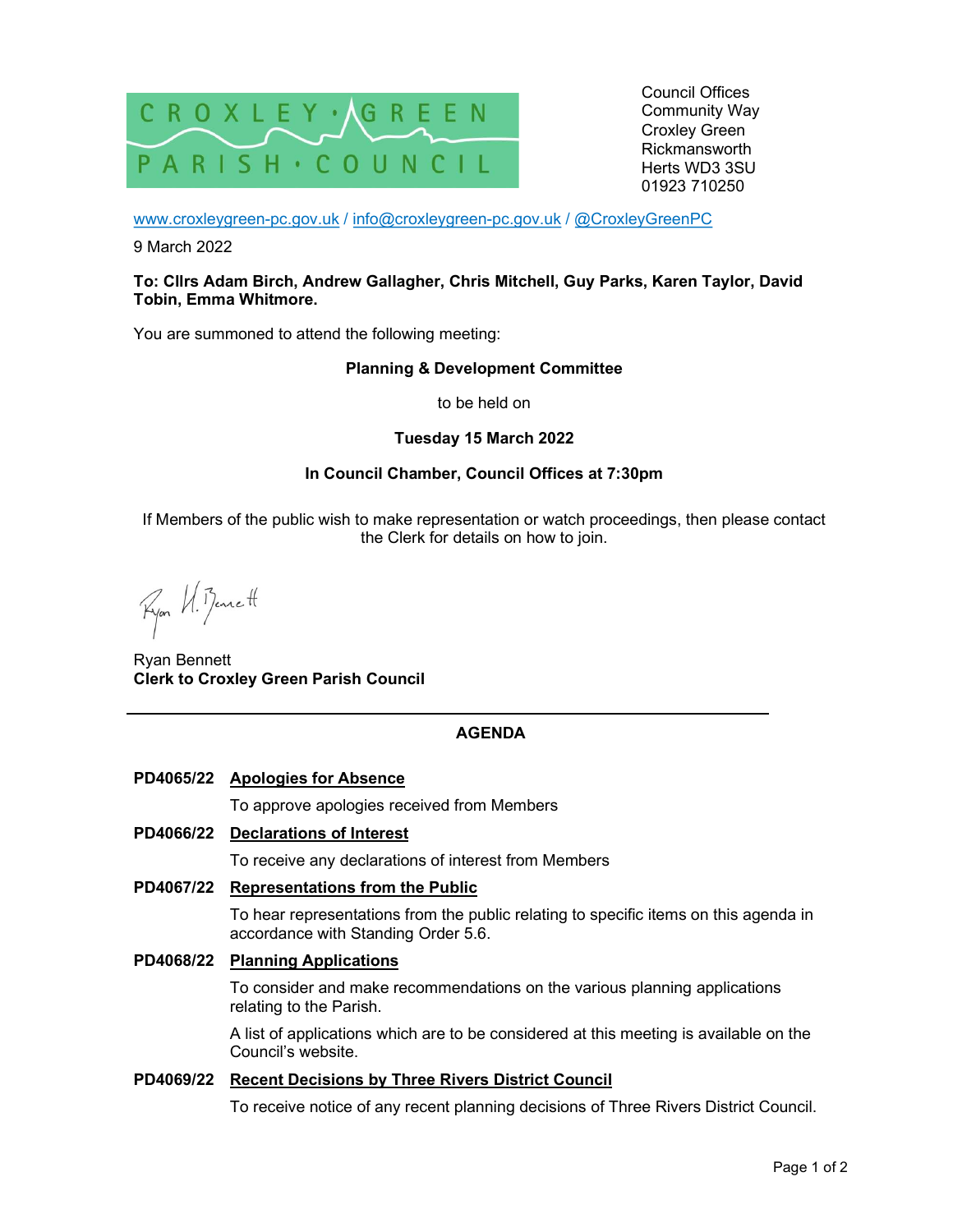CROXLEY GREEN PARISH COUNCIL

Council Offices
Community Way
Croxley Green
Rickmansworth
Herts WD3 3SU
01923 710250

www.croxleygreen-pc.gov.uk / info@croxleygreen-pc.gov.uk / @CroxleyGreenPC

9 March 2022

**To: Cllrs Adam Birch, Andrew Gallagher, Chris Mitchell, Guy Parks, Karen Taylor, David Tobin, Emma Whitmore.**

You are summoned to attend the following meeting:

**Planning & Development Committee**

to be held on

**Tuesday 15 March 2022**

**In Council Chamber, Council Offices at 7:30pm**

If Members of the public wish to make representation or watch proceedings, then please contact the Clerk for details on how to join.

Ryan Bennett
**Clerk to Croxley Green Parish Council**

---

## AGENDA

**PD4065/22 Apologies for Absence**

To approve apologies received from Members

**PD4066/22 Declarations of Interest**

To receive any declarations of interest from Members

**PD4067/22 Representations from the Public**

To hear representations from the public relating to specific items on this agenda in accordance with Standing Order 5.6.

**PD4068/22 Planning Applications**

To consider and make recommendations on the various planning applications relating to the Parish.

A list of applications which are to be considered at this meeting is available on the Council's website.

**PD4069/22 Recent Decisions by Three Rivers District Council**

To receive notice of any recent planning decisions of Three Rivers District Council.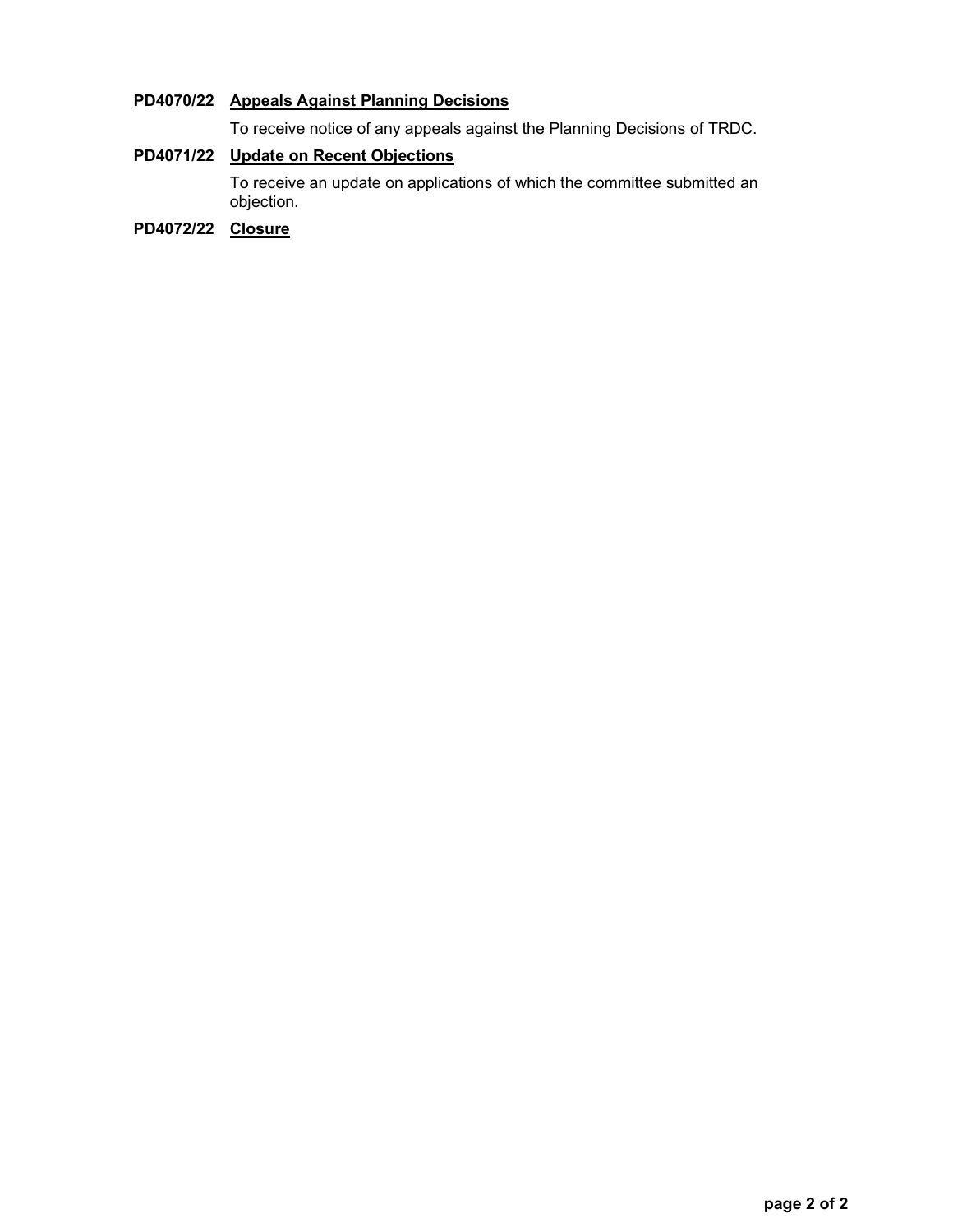**PD4070/22 Appeals Against Planning Decisions**

To receive notice of any appeals against the Planning Decisions of TRDC.

**PD4071/22 Update on Recent Objections**

To receive an update on applications of which the committee submitted an objection.

**PD4072/22 Closure**